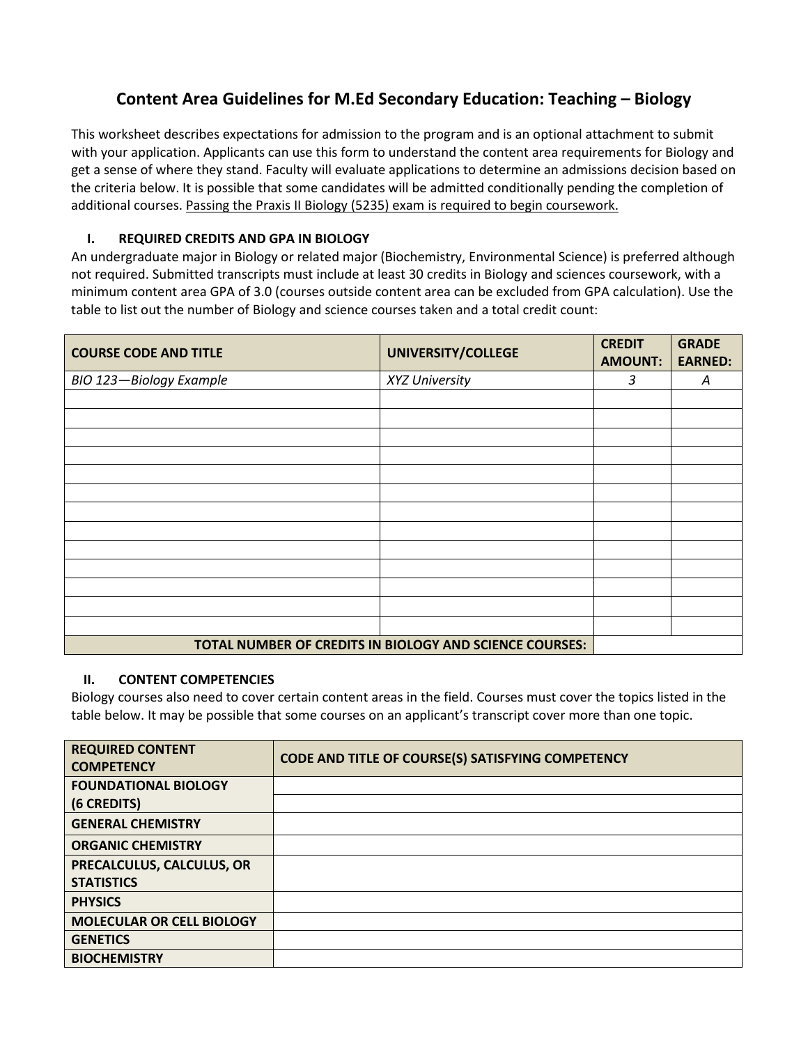# Content Area Guidelines for M.Ed Secondary Education: Teaching – Biology

This worksheet describes expectations for admission to the program and is an optional attachment to submit with your application. Applicants can use this form to understand the content area requirements for Biology and get a sense of where they stand. Faculty will evaluate applications to determine an admissions decision based on the criteria below. It is possible that some candidates will be admitted conditionally pending the completion of additional courses. <u>Passing the Praxis II Biology (5235) exam is required to begin coursework.</u>

## I. REQUIRED CREDITS AND GPA IN BIOLOGY

An undergraduate major in Biology or related major (Biochemistry, Environmental Science) is preferred although not required. Submitted transcripts must include at least 30 credits in Biology and sciences coursework, with a minimum content area GPA of 3.0 (courses outside content area can be excluded from GPA calculation). Use the table to list out the number of Biology and science courses taken and a total credit count:

| COURSE CODE AND TITLE | UNIVERSITY/COLLEGE | CREDIT AMOUNT: | GRADE EARNED: |
|---|---|---|---|
| *BIO 123—Biology Example* | *XYZ University* | *3* | *A* |
| | | | |
| | | | |
| | | | |
| | | | |
| | | | |
| | | | |
| | | | |
| | | | |
| | | | |
| | | | |
| | | | |
| | | | |
| | | | |
| **TOTAL NUMBER OF CREDITS IN BIOLOGY AND SCIENCE COURSES:** | | | |

## II. CONTENT COMPETENCIES

Biology courses also need to cover certain content areas in the field. Courses must cover the topics listed in the table below. It may be possible that some courses on an applicant's transcript cover more than one topic.

| REQUIRED CONTENT COMPETENCY | CODE AND TITLE OF COURSE(S) SATISFYING COMPETENCY |
|---|---|
| **FOUNDATIONAL BIOLOGY (6 CREDITS)** | |
| | |
| **GENERAL CHEMISTRY** | |
| **ORGANIC CHEMISTRY** | |
| **PRECALCULUS, CALCULUS, OR STATISTICS** | |
| **PHYSICS** | |
| **MOLECULAR OR CELL BIOLOGY** | |
| **GENETICS** | |
| **BIOCHEMISTRY** | |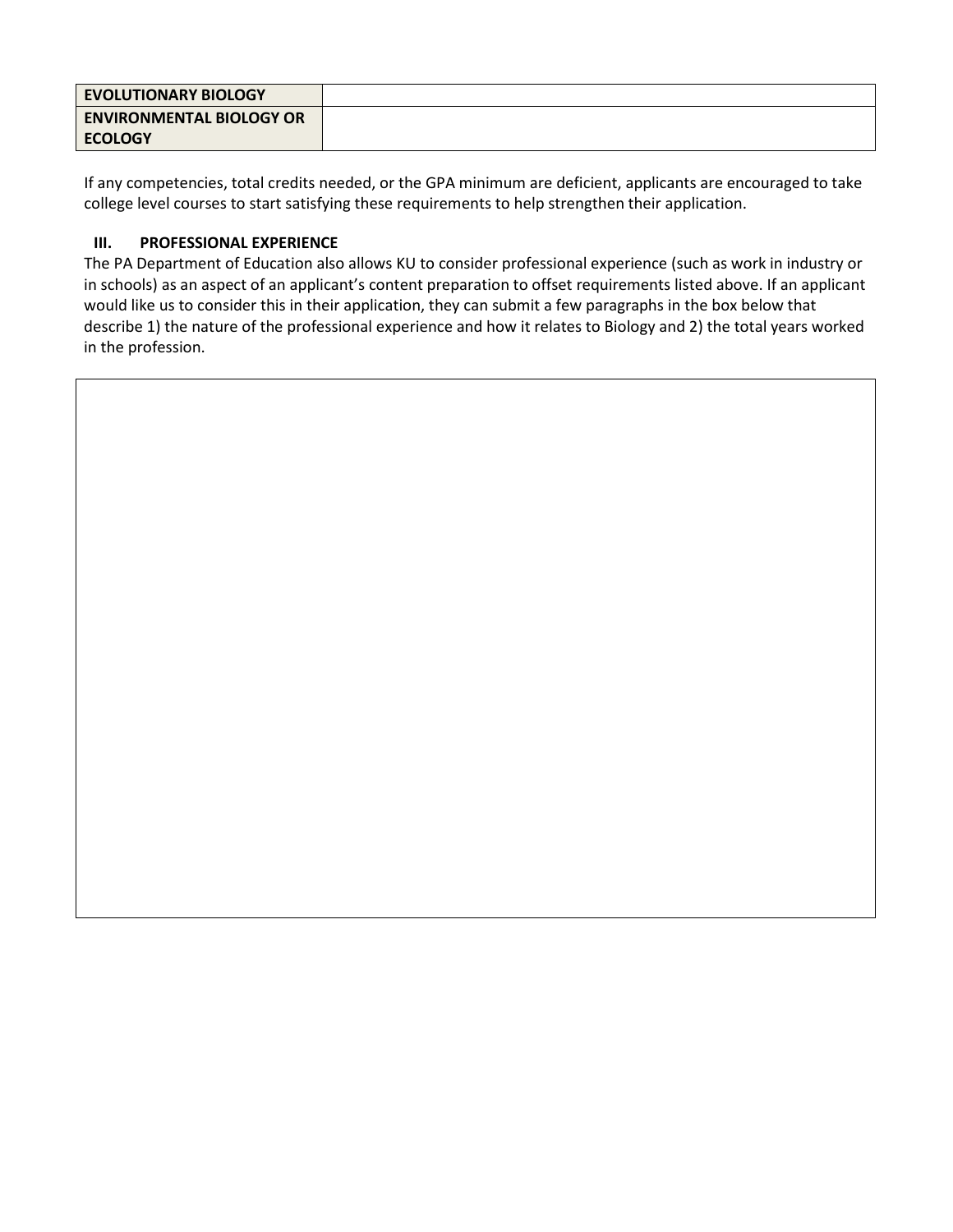| | |
|---|---|
| **EVOLUTIONARY BIOLOGY** | |
| **ENVIRONMENTAL BIOLOGY OR ECOLOGY** | |

If any competencies, total credits needed, or the GPA minimum are deficient, applicants are encouraged to take college level courses to start satisfying these requirements to help strengthen their application.

### III. PROFESSIONAL EXPERIENCE

The PA Department of Education also allows KU to consider professional experience (such as work in industry or in schools) as an aspect of an applicant's content preparation to offset requirements listed above. If an applicant would like us to consider this in their application, they can submit a few paragraphs in the box below that describe 1) the nature of the professional experience and how it relates to Biology and 2) the total years worked in the profession.